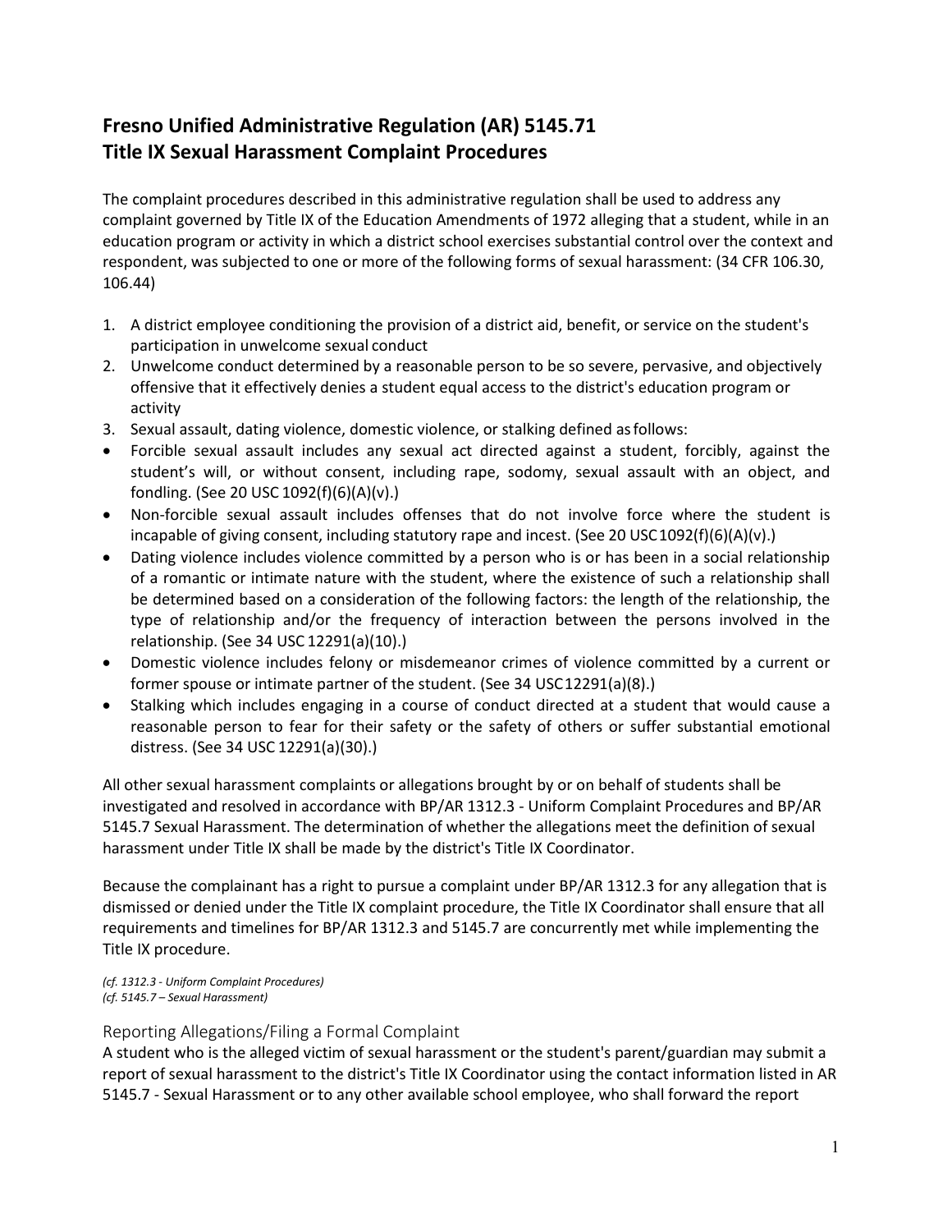# Fresno Unified Administrative Regulation (AR) 5145.71
# Title IX Sexual Harassment Complaint Procedures

The complaint procedures described in this administrative regulation shall be used to address any complaint governed by Title IX of the Education Amendments of 1972 alleging that a student, while in an education program or activity in which a district school exercises substantial control over the context and respondent, was subjected to one or more of the following forms of sexual harassment: (34 CFR 106.30, 106.44)

1. A district employee conditioning the provision of a district aid, benefit, or service on the student's participation in unwelcome sexual conduct
2. Unwelcome conduct determined by a reasonable person to be so severe, pervasive, and objectively offensive that it effectively denies a student equal access to the district's education program or activity
3. Sexual assault, dating violence, domestic violence, or stalking defined as follows:

- Forcible sexual assault includes any sexual act directed against a student, forcibly, against the student's will, or without consent, including rape, sodomy, sexual assault with an object, and fondling. (See 20 USC 1092(f)(6)(A)(v).)
- Non-forcible sexual assault includes offenses that do not involve force where the student is incapable of giving consent, including statutory rape and incest. (See 20 USC 1092(f)(6)(A)(v).)
- Dating violence includes violence committed by a person who is or has been in a social relationship of a romantic or intimate nature with the student, where the existence of such a relationship shall be determined based on a consideration of the following factors: the length of the relationship, the type of relationship and/or the frequency of interaction between the persons involved in the relationship. (See 34 USC 12291(a)(10).)
- Domestic violence includes felony or misdemeanor crimes of violence committed by a current or former spouse or intimate partner of the student. (See 34 USC 12291(a)(8).)
- Stalking which includes engaging in a course of conduct directed at a student that would cause a reasonable person to fear for their safety or the safety of others or suffer substantial emotional distress. (See 34 USC 12291(a)(30).)

All other sexual harassment complaints or allegations brought by or on behalf of students shall be investigated and resolved in accordance with BP/AR 1312.3 - Uniform Complaint Procedures and BP/AR 5145.7 Sexual Harassment. The determination of whether the allegations meet the definition of sexual harassment under Title IX shall be made by the district's Title IX Coordinator.

Because the complainant has a right to pursue a complaint under BP/AR 1312.3 for any allegation that is dismissed or denied under the Title IX complaint procedure, the Title IX Coordinator shall ensure that all requirements and timelines for BP/AR 1312.3 and 5145.7 are concurrently met while implementing the Title IX procedure.

*(cf. 1312.3 - Uniform Complaint Procedures)*
*(cf. 5145.7 – Sexual Harassment)*

## Reporting Allegations/Filing a Formal Complaint

A student who is the alleged victim of sexual harassment or the student's parent/guardian may submit a report of sexual harassment to the district's Title IX Coordinator using the contact information listed in AR 5145.7 - Sexual Harassment or to any other available school employee, who shall forward the report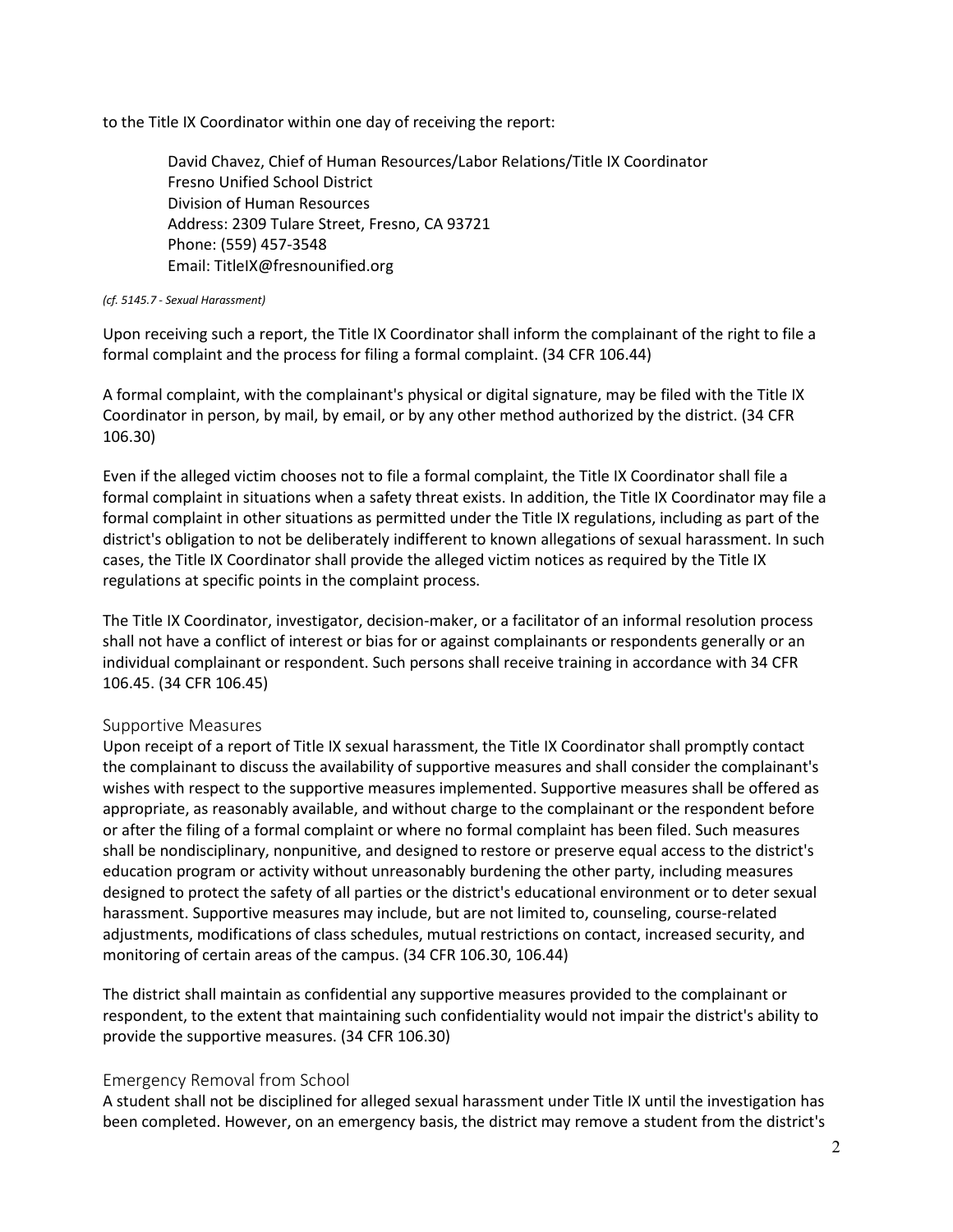to the Title IX Coordinator within one day of receiving the report:

> David Chavez, Chief of Human Resources/Labor Relations/Title IX Coordinator
> Fresno Unified School District
> Division of Human Resources
> Address: 2309 Tulare Street, Fresno, CA 93721
> Phone: (559) 457-3548
> Email: TitleIX@fresnounified.org

*(cf. 5145.7 - Sexual Harassment)*

Upon receiving such a report, the Title IX Coordinator shall inform the complainant of the right to file a formal complaint and the process for filing a formal complaint. (34 CFR 106.44)

A formal complaint, with the complainant's physical or digital signature, may be filed with the Title IX Coordinator in person, by mail, by email, or by any other method authorized by the district. (34 CFR 106.30)

Even if the alleged victim chooses not to file a formal complaint, the Title IX Coordinator shall file a formal complaint in situations when a safety threat exists. In addition, the Title IX Coordinator may file a formal complaint in other situations as permitted under the Title IX regulations, including as part of the district's obligation to not be deliberately indifferent to known allegations of sexual harassment. In such cases, the Title IX Coordinator shall provide the alleged victim notices as required by the Title IX regulations at specific points in the complaint process.

The Title IX Coordinator, investigator, decision-maker, or a facilitator of an informal resolution process shall not have a conflict of interest or bias for or against complainants or respondents generally or an individual complainant or respondent. Such persons shall receive training in accordance with 34 CFR 106.45. (34 CFR 106.45)

## Supportive Measures

Upon receipt of a report of Title IX sexual harassment, the Title IX Coordinator shall promptly contact the complainant to discuss the availability of supportive measures and shall consider the complainant's wishes with respect to the supportive measures implemented. Supportive measures shall be offered as appropriate, as reasonably available, and without charge to the complainant or the respondent before or after the filing of a formal complaint or where no formal complaint has been filed. Such measures shall be nondisciplinary, nonpunitive, and designed to restore or preserve equal access to the district's education program or activity without unreasonably burdening the other party, including measures designed to protect the safety of all parties or the district's educational environment or to deter sexual harassment. Supportive measures may include, but are not limited to, counseling, course-related adjustments, modifications of class schedules, mutual restrictions on contact, increased security, and monitoring of certain areas of the campus. (34 CFR 106.30, 106.44)

The district shall maintain as confidential any supportive measures provided to the complainant or respondent, to the extent that maintaining such confidentiality would not impair the district's ability to provide the supportive measures. (34 CFR 106.30)

## Emergency Removal from School

A student shall not be disciplined for alleged sexual harassment under Title IX until the investigation has been completed. However, on an emergency basis, the district may remove a student from the district's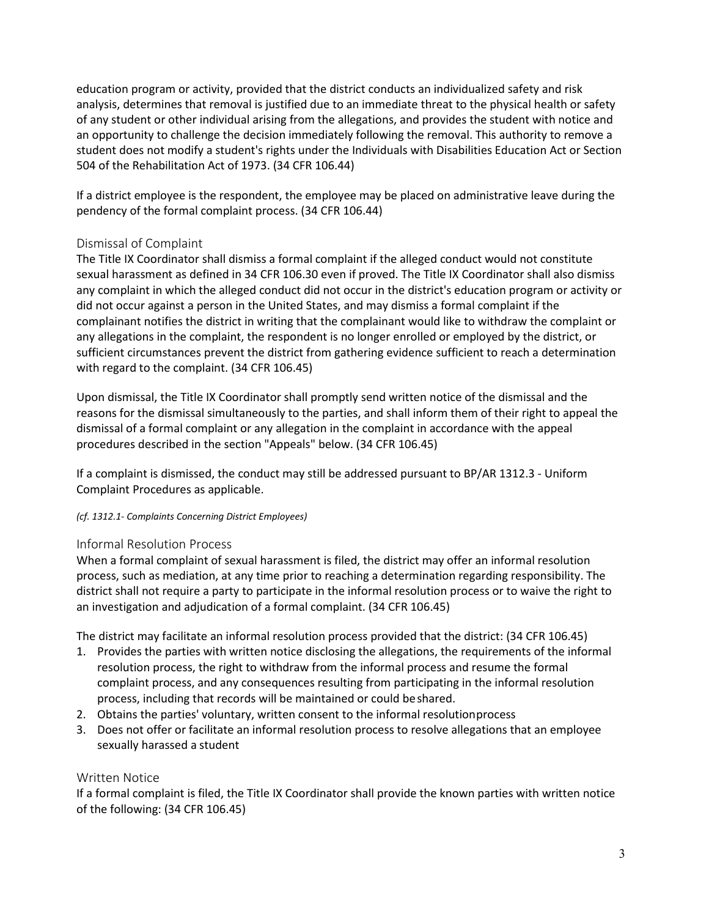education program or activity, provided that the district conducts an individualized safety and risk analysis, determines that removal is justified due to an immediate threat to the physical health or safety of any student or other individual arising from the allegations, and provides the student with notice and an opportunity to challenge the decision immediately following the removal. This authority to remove a student does not modify a student's rights under the Individuals with Disabilities Education Act or Section 504 of the Rehabilitation Act of 1973. (34 CFR 106.44)

If a district employee is the respondent, the employee may be placed on administrative leave during the pendency of the formal complaint process. (34 CFR 106.44)

## Dismissal of Complaint

The Title IX Coordinator shall dismiss a formal complaint if the alleged conduct would not constitute sexual harassment as defined in 34 CFR 106.30 even if proved. The Title IX Coordinator shall also dismiss any complaint in which the alleged conduct did not occur in the district's education program or activity or did not occur against a person in the United States, and may dismiss a formal complaint if the complainant notifies the district in writing that the complainant would like to withdraw the complaint or any allegations in the complaint, the respondent is no longer enrolled or employed by the district, or sufficient circumstances prevent the district from gathering evidence sufficient to reach a determination with regard to the complaint. (34 CFR 106.45)

Upon dismissal, the Title IX Coordinator shall promptly send written notice of the dismissal and the reasons for the dismissal simultaneously to the parties, and shall inform them of their right to appeal the dismissal of a formal complaint or any allegation in the complaint in accordance with the appeal procedures described in the section "Appeals" below. (34 CFR 106.45)

If a complaint is dismissed, the conduct may still be addressed pursuant to BP/AR 1312.3 - Uniform Complaint Procedures as applicable.

*(cf. 1312.1- Complaints Concerning District Employees)*

## Informal Resolution Process

When a formal complaint of sexual harassment is filed, the district may offer an informal resolution process, such as mediation, at any time prior to reaching a determination regarding responsibility. The district shall not require a party to participate in the informal resolution process or to waive the right to an investigation and adjudication of a formal complaint. (34 CFR 106.45)

The district may facilitate an informal resolution process provided that the district: (34 CFR 106.45)

1. Provides the parties with written notice disclosing the allegations, the requirements of the informal resolution process, the right to withdraw from the informal process and resume the formal complaint process, and any consequences resulting from participating in the informal resolution process, including that records will be maintained or could be shared.
2. Obtains the parties' voluntary, written consent to the informal resolution process
3. Does not offer or facilitate an informal resolution process to resolve allegations that an employee sexually harassed a student

## Written Notice

If a formal complaint is filed, the Title IX Coordinator shall provide the known parties with written notice of the following: (34 CFR 106.45)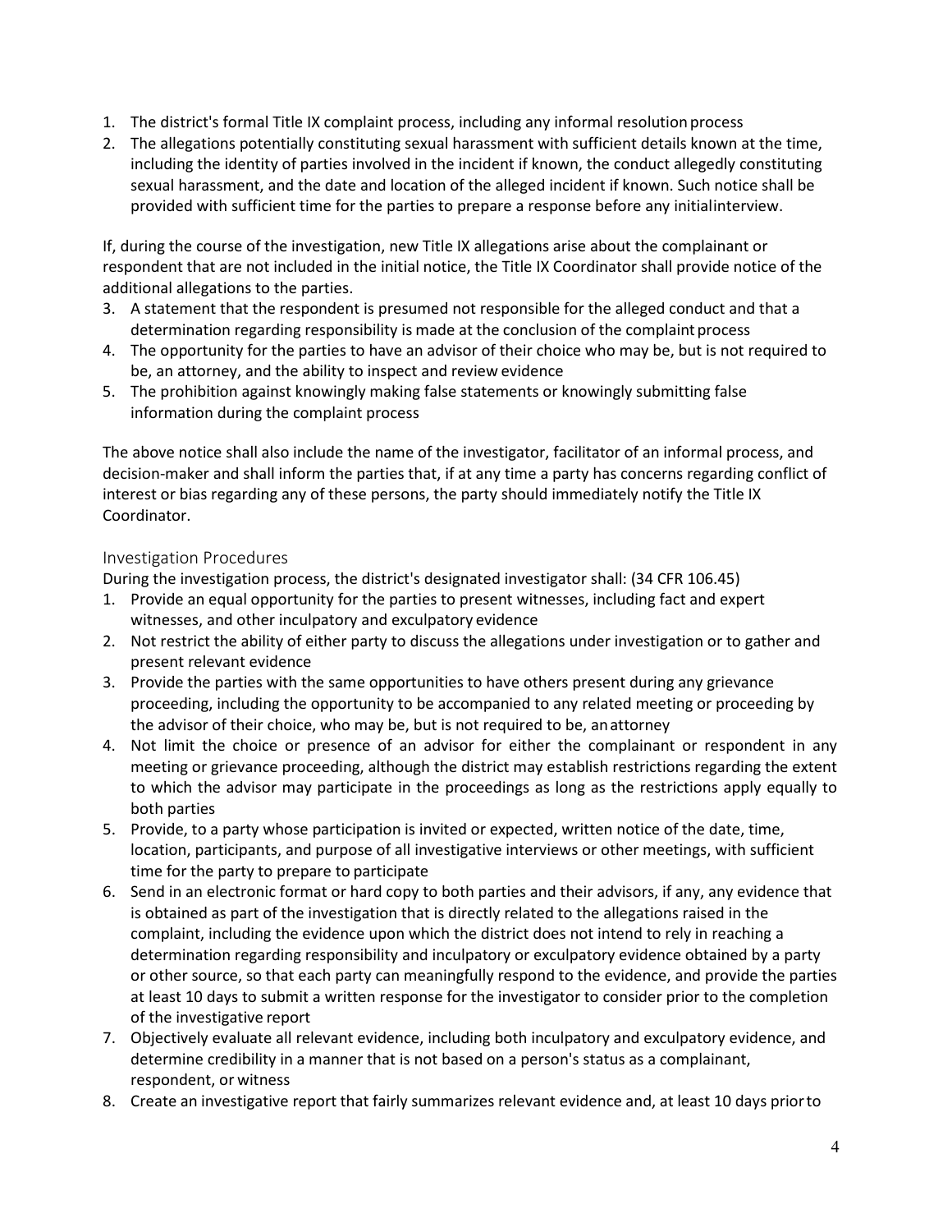1. The district's formal Title IX complaint process, including any informal resolution process
2. The allegations potentially constituting sexual harassment with sufficient details known at the time, including the identity of parties involved in the incident if known, the conduct allegedly constituting sexual harassment, and the date and location of the alleged incident if known. Such notice shall be provided with sufficient time for the parties to prepare a response before any initial interview.

If, during the course of the investigation, new Title IX allegations arise about the complainant or respondent that are not included in the initial notice, the Title IX Coordinator shall provide notice of the additional allegations to the parties.

3. A statement that the respondent is presumed not responsible for the alleged conduct and that a determination regarding responsibility is made at the conclusion of the complaint process
4. The opportunity for the parties to have an advisor of their choice who may be, but is not required to be, an attorney, and the ability to inspect and review evidence
5. The prohibition against knowingly making false statements or knowingly submitting false information during the complaint process

The above notice shall also include the name of the investigator, facilitator of an informal process, and decision-maker and shall inform the parties that, if at any time a party has concerns regarding conflict of interest or bias regarding any of these persons, the party should immediately notify the Title IX Coordinator.

## Investigation Procedures

During the investigation process, the district's designated investigator shall: (34 CFR 106.45)

1. Provide an equal opportunity for the parties to present witnesses, including fact and expert witnesses, and other inculpatory and exculpatory evidence
2. Not restrict the ability of either party to discuss the allegations under investigation or to gather and present relevant evidence
3. Provide the parties with the same opportunities to have others present during any grievance proceeding, including the opportunity to be accompanied to any related meeting or proceeding by the advisor of their choice, who may be, but is not required to be, an attorney
4. Not limit the choice or presence of an advisor for either the complainant or respondent in any meeting or grievance proceeding, although the district may establish restrictions regarding the extent to which the advisor may participate in the proceedings as long as the restrictions apply equally to both parties
5. Provide, to a party whose participation is invited or expected, written notice of the date, time, location, participants, and purpose of all investigative interviews or other meetings, with sufficient time for the party to prepare to participate
6. Send in an electronic format or hard copy to both parties and their advisors, if any, any evidence that is obtained as part of the investigation that is directly related to the allegations raised in the complaint, including the evidence upon which the district does not intend to rely in reaching a determination regarding responsibility and inculpatory or exculpatory evidence obtained by a party or other source, so that each party can meaningfully respond to the evidence, and provide the parties at least 10 days to submit a written response for the investigator to consider prior to the completion of the investigative report
7. Objectively evaluate all relevant evidence, including both inculpatory and exculpatory evidence, and determine credibility in a manner that is not based on a person's status as a complainant, respondent, or witness
8. Create an investigative report that fairly summarizes relevant evidence and, at least 10 days prior to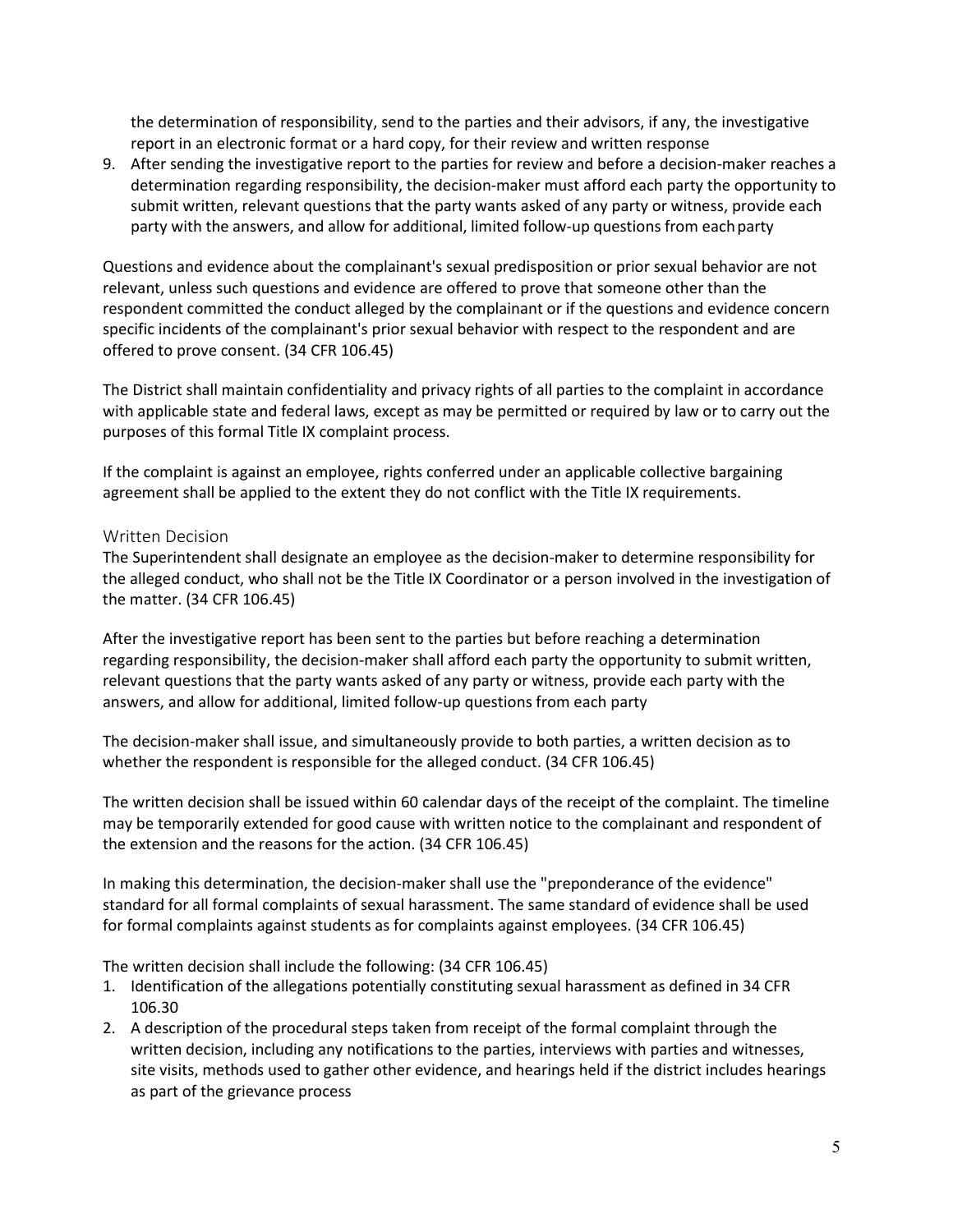the determination of responsibility, send to the parties and their advisors, if any, the investigative report in an electronic format or a hard copy, for their review and written response

9. After sending the investigative report to the parties for review and before a decision-maker reaches a determination regarding responsibility, the decision-maker must afford each party the opportunity to submit written, relevant questions that the party wants asked of any party or witness, provide each party with the answers, and allow for additional, limited follow-up questions from each party

Questions and evidence about the complainant's sexual predisposition or prior sexual behavior are not relevant, unless such questions and evidence are offered to prove that someone other than the respondent committed the conduct alleged by the complainant or if the questions and evidence concern specific incidents of the complainant's prior sexual behavior with respect to the respondent and are offered to prove consent. (34 CFR 106.45)

The District shall maintain confidentiality and privacy rights of all parties to the complaint in accordance with applicable state and federal laws, except as may be permitted or required by law or to carry out the purposes of this formal Title IX complaint process.

If the complaint is against an employee, rights conferred under an applicable collective bargaining agreement shall be applied to the extent they do not conflict with the Title IX requirements.

## Written Decision

The Superintendent shall designate an employee as the decision-maker to determine responsibility for the alleged conduct, who shall not be the Title IX Coordinator or a person involved in the investigation of the matter. (34 CFR 106.45)

After the investigative report has been sent to the parties but before reaching a determination regarding responsibility, the decision-maker shall afford each party the opportunity to submit written, relevant questions that the party wants asked of any party or witness, provide each party with the answers, and allow for additional, limited follow-up questions from each party

The decision-maker shall issue, and simultaneously provide to both parties, a written decision as to whether the respondent is responsible for the alleged conduct. (34 CFR 106.45)

The written decision shall be issued within 60 calendar days of the receipt of the complaint. The timeline may be temporarily extended for good cause with written notice to the complainant and respondent of the extension and the reasons for the action. (34 CFR 106.45)

In making this determination, the decision-maker shall use the "preponderance of the evidence" standard for all formal complaints of sexual harassment. The same standard of evidence shall be used for formal complaints against students as for complaints against employees. (34 CFR 106.45)

The written decision shall include the following: (34 CFR 106.45)

1. Identification of the allegations potentially constituting sexual harassment as defined in 34 CFR 106.30
2. A description of the procedural steps taken from receipt of the formal complaint through the written decision, including any notifications to the parties, interviews with parties and witnesses, site visits, methods used to gather other evidence, and hearings held if the district includes hearings as part of the grievance process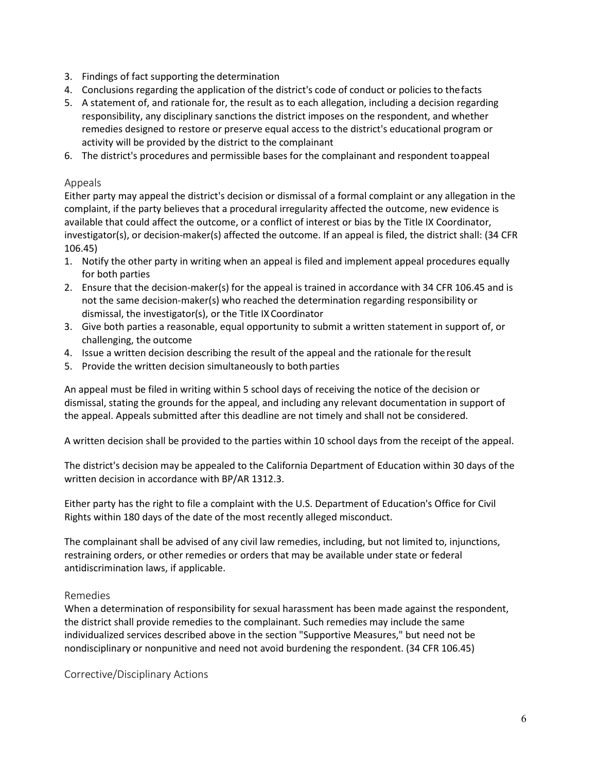3. Findings of fact supporting the determination
4. Conclusions regarding the application of the district's code of conduct or policies to the facts
5. A statement of, and rationale for, the result as to each allegation, including a decision regarding responsibility, any disciplinary sanctions the district imposes on the respondent, and whether remedies designed to restore or preserve equal access to the district's educational program or activity will be provided by the district to the complainant
6. The district's procedures and permissible bases for the complainant and respondent to appeal

## Appeals

Either party may appeal the district's decision or dismissal of a formal complaint or any allegation in the complaint, if the party believes that a procedural irregularity affected the outcome, new evidence is available that could affect the outcome, or a conflict of interest or bias by the Title IX Coordinator, investigator(s), or decision-maker(s) affected the outcome. If an appeal is filed, the district shall: (34 CFR 106.45)

1. Notify the other party in writing when an appeal is filed and implement appeal procedures equally for both parties
2. Ensure that the decision-maker(s) for the appeal is trained in accordance with 34 CFR 106.45 and is not the same decision-maker(s) who reached the determination regarding responsibility or dismissal, the investigator(s), or the Title IX Coordinator
3. Give both parties a reasonable, equal opportunity to submit a written statement in support of, or challenging, the outcome
4. Issue a written decision describing the result of the appeal and the rationale for the result
5. Provide the written decision simultaneously to both parties

An appeal must be filed in writing within 5 school days of receiving the notice of the decision or dismissal, stating the grounds for the appeal, and including any relevant documentation in support of the appeal. Appeals submitted after this deadline are not timely and shall not be considered.

A written decision shall be provided to the parties within 10 school days from the receipt of the appeal.

The district's decision may be appealed to the California Department of Education within 30 days of the written decision in accordance with BP/AR 1312.3.

Either party has the right to file a complaint with the U.S. Department of Education's Office for Civil Rights within 180 days of the date of the most recently alleged misconduct.

The complainant shall be advised of any civil law remedies, including, but not limited to, injunctions, restraining orders, or other remedies or orders that may be available under state or federal antidiscrimination laws, if applicable.

## Remedies

When a determination of responsibility for sexual harassment has been made against the respondent, the district shall provide remedies to the complainant. Such remedies may include the same individualized services described above in the section "Supportive Measures," but need not be nondisciplinary or nonpunitive and need not avoid burdening the respondent. (34 CFR 106.45)

## Corrective/Disciplinary Actions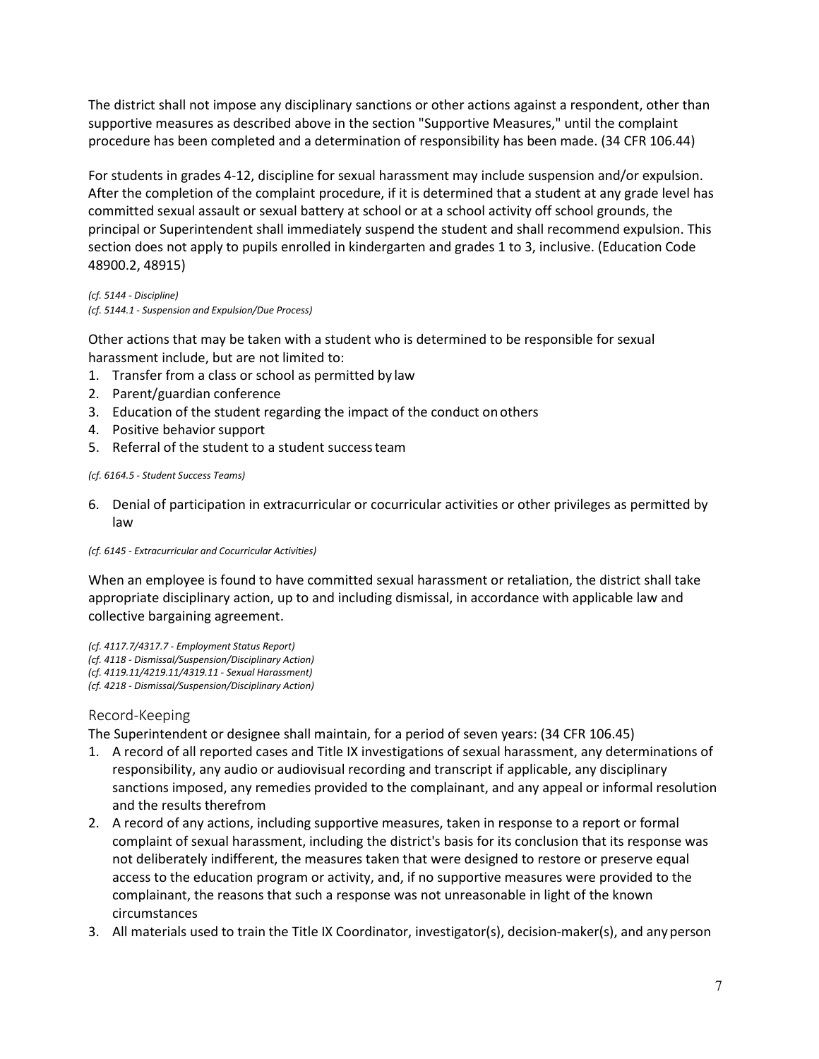The district shall not impose any disciplinary sanctions or other actions against a respondent, other than supportive measures as described above in the section "Supportive Measures," until the complaint procedure has been completed and a determination of responsibility has been made. (34 CFR 106.44)

For students in grades 4-12, discipline for sexual harassment may include suspension and/or expulsion. After the completion of the complaint procedure, if it is determined that a student at any grade level has committed sexual assault or sexual battery at school or at a school activity off school grounds, the principal or Superintendent shall immediately suspend the student and shall recommend expulsion. This section does not apply to pupils enrolled in kindergarten and grades 1 to 3, inclusive. (Education Code 48900.2, 48915)

*(cf. 5144 - Discipline)*
*(cf. 5144.1 - Suspension and Expulsion/Due Process)*

Other actions that may be taken with a student who is determined to be responsible for sexual harassment include, but are not limited to:

1. Transfer from a class or school as permitted by law
2. Parent/guardian conference
3. Education of the student regarding the impact of the conduct on others
4. Positive behavior support
5. Referral of the student to a student success team

*(cf. 6164.5 - Student Success Teams)*

6. Denial of participation in extracurricular or cocurricular activities or other privileges as permitted by law

*(cf. 6145 - Extracurricular and Cocurricular Activities)*

When an employee is found to have committed sexual harassment or retaliation, the district shall take appropriate disciplinary action, up to and including dismissal, in accordance with applicable law and collective bargaining agreement.

*(cf. 4117.7/4317.7 - Employment Status Report)*
*(cf. 4118 - Dismissal/Suspension/Disciplinary Action)*
*(cf. 4119.11/4219.11/4319.11 - Sexual Harassment)*
*(cf. 4218 - Dismissal/Suspension/Disciplinary Action)*

## Record-Keeping

The Superintendent or designee shall maintain, for a period of seven years: (34 CFR 106.45)

1. A record of all reported cases and Title IX investigations of sexual harassment, any determinations of responsibility, any audio or audiovisual recording and transcript if applicable, any disciplinary sanctions imposed, any remedies provided to the complainant, and any appeal or informal resolution and the results therefrom
2. A record of any actions, including supportive measures, taken in response to a report or formal complaint of sexual harassment, including the district's basis for its conclusion that its response was not deliberately indifferent, the measures taken that were designed to restore or preserve equal access to the education program or activity, and, if no supportive measures were provided to the complainant, the reasons that such a response was not unreasonable in light of the known circumstances
3. All materials used to train the Title IX Coordinator, investigator(s), decision-maker(s), and any person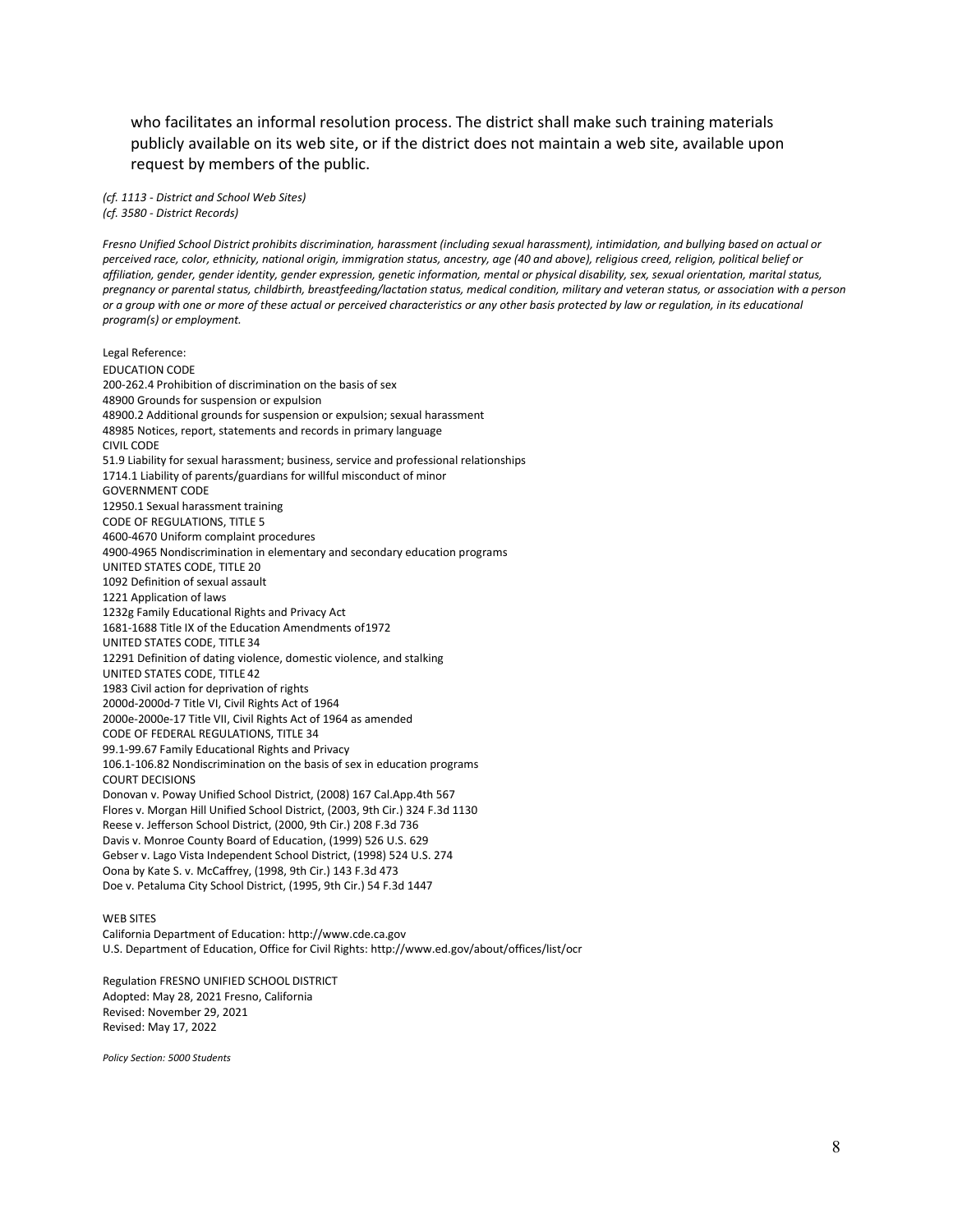who facilitates an informal resolution process. The district shall make such training materials publicly available on its web site, or if the district does not maintain a web site, available upon request by members of the public.

*(cf. 1113 - District and School Web Sites)*
*(cf. 3580 - District Records)*

*Fresno Unified School District prohibits discrimination, harassment (including sexual harassment), intimidation, and bullying based on actual or perceived race, color, ethnicity, national origin, immigration status, ancestry, age (40 and above), religious creed, religion, political belief or affiliation, gender, gender identity, gender expression, genetic information, mental or physical disability, sex, sexual orientation, marital status, pregnancy or parental status, childbirth, breastfeeding/lactation status, medical condition, military and veteran status, or association with a person or a group with one or more of these actual or perceived characteristics or any other basis protected by law or regulation, in its educational program(s) or employment.*

Legal Reference:
EDUCATION CODE
200-262.4 Prohibition of discrimination on the basis of sex
48900 Grounds for suspension or expulsion
48900.2 Additional grounds for suspension or expulsion; sexual harassment
48985 Notices, report, statements and records in primary language
CIVIL CODE
51.9 Liability for sexual harassment; business, service and professional relationships
1714.1 Liability of parents/guardians for willful misconduct of minor
GOVERNMENT CODE
12950.1 Sexual harassment training
CODE OF REGULATIONS, TITLE 5
4600-4670 Uniform complaint procedures
4900-4965 Nondiscrimination in elementary and secondary education programs
UNITED STATES CODE, TITLE 20
1092 Definition of sexual assault
1221 Application of laws
1232g Family Educational Rights and Privacy Act
1681-1688 Title IX of the Education Amendments of1972
UNITED STATES CODE, TITLE 34
12291 Definition of dating violence, domestic violence, and stalking
UNITED STATES CODE, TITLE 42
1983 Civil action for deprivation of rights
2000d-2000d-7 Title VI, Civil Rights Act of 1964
2000e-2000e-17 Title VII, Civil Rights Act of 1964 as amended
CODE OF FEDERAL REGULATIONS, TITLE 34
99.1-99.67 Family Educational Rights and Privacy
106.1-106.82 Nondiscrimination on the basis of sex in education programs
COURT DECISIONS
Donovan v. Poway Unified School District, (2008) 167 Cal.App.4th 567
Flores v. Morgan Hill Unified School District, (2003, 9th Cir.) 324 F.3d 1130
Reese v. Jefferson School District, (2000, 9th Cir.) 208 F.3d 736
Davis v. Monroe County Board of Education, (1999) 526 U.S. 629
Gebser v. Lago Vista Independent School District, (1998) 524 U.S. 274
Oona by Kate S. v. McCaffrey, (1998, 9th Cir.) 143 F.3d 473
Doe v. Petaluma City School District, (1995, 9th Cir.) 54 F.3d 1447

WEB SITES
California Department of Education: http://www.cde.ca.gov
U.S. Department of Education, Office for Civil Rights: http://www.ed.gov/about/offices/list/ocr

Regulation FRESNO UNIFIED SCHOOL DISTRICT
Adopted: May 28, 2021 Fresno, California
Revised: November 29, 2021
Revised: May 17, 2022

*Policy Section: 5000 Students*